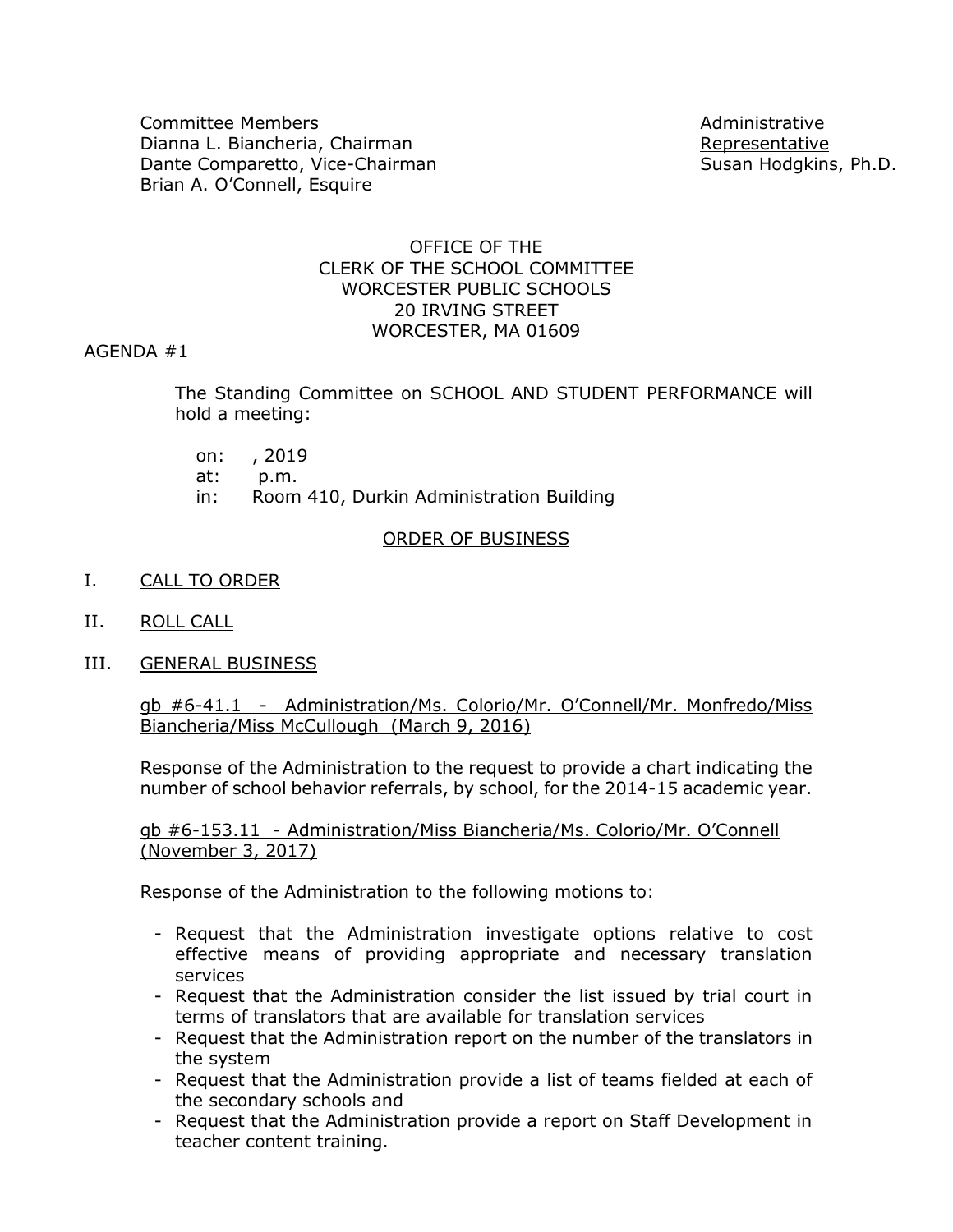Committee Members
Dianna L. Biancheria, Chairman
Dante Comparetto, Vice-Chairman
Brian A. O'Connell, Esquire

Administrative Representative
Susan Hodgkins, Ph.D.

OFFICE OF THE
CLERK OF THE SCHOOL COMMITTEE
WORCESTER PUBLIC SCHOOLS
20 IRVING STREET
WORCESTER, MA 01609

AGENDA #1

The Standing Committee on SCHOOL AND STUDENT PERFORMANCE will hold a meeting:

on: , 2019
at: p.m.
in: Room 410, Durkin Administration Building

ORDER OF BUSINESS

I. CALL TO ORDER

II. ROLL CALL

III. GENERAL BUSINESS

gb #6-41.1 - Administration/Ms. Colorio/Mr. O'Connell/Mr. Monfredo/Miss Biancheria/Miss McCullough (March 9, 2016)

Response of the Administration to the request to provide a chart indicating the number of school behavior referrals, by school, for the 2014-15 academic year.

gb #6-153.11 - Administration/Miss Biancheria/Ms. Colorio/Mr. O'Connell (November 3, 2017)

Response of the Administration to the following motions to:

- Request that the Administration investigate options relative to cost effective means of providing appropriate and necessary translation services
- Request that the Administration consider the list issued by trial court in terms of translators that are available for translation services
- Request that the Administration report on the number of the translators in the system
- Request that the Administration provide a list of teams fielded at each of the secondary schools and
- Request that the Administration provide a report on Staff Development in teacher content training.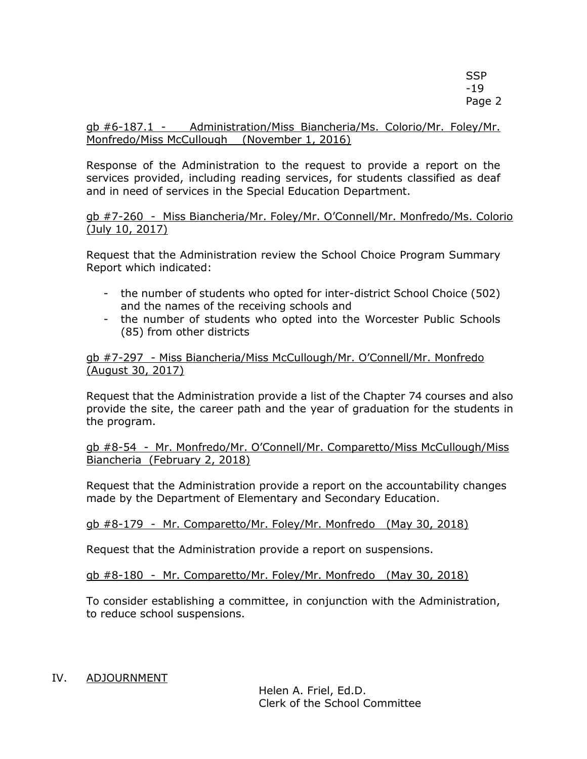gb #6-187.1 - Administration/Miss Biancheria/Ms. Colorio/Mr. Foley/Mr. Monfredo/Miss McCullough (November 1, 2016)

Response of the Administration to the request to provide a report on the services provided, including reading services, for students classified as deaf and in need of services in the Special Education Department.

gb #7-260 - Miss Biancheria/Mr. Foley/Mr. O'Connell/Mr. Monfredo/Ms. Colorio (July 10, 2017)

Request that the Administration review the School Choice Program Summary Report which indicated:

- the number of students who opted for inter-district School Choice (502) and the names of the receiving schools and
- the number of students who opted into the Worcester Public Schools (85) from other districts

gb #7-297 - Miss Biancheria/Miss McCullough/Mr. O'Connell/Mr. Monfredo (August 30, 2017)

Request that the Administration provide a list of the Chapter 74 courses and also provide the site, the career path and the year of graduation for the students in the program.

gb #8-54 - Mr. Monfredo/Mr. O'Connell/Mr. Comparetto/Miss McCullough/Miss Biancheria (February 2, 2018)

Request that the Administration provide a report on the accountability changes made by the Department of Elementary and Secondary Education.

gb #8-179 - Mr. Comparetto/Mr. Foley/Mr. Monfredo (May 30, 2018)

Request that the Administration provide a report on suspensions.

gb #8-180 - Mr. Comparetto/Mr. Foley/Mr. Monfredo (May 30, 2018)

To consider establishing a committee, in conjunction with the Administration, to reduce school suspensions.

## IV. ADJOURNMENT

Helen A. Friel, Ed.D.
Clerk of the School Committee